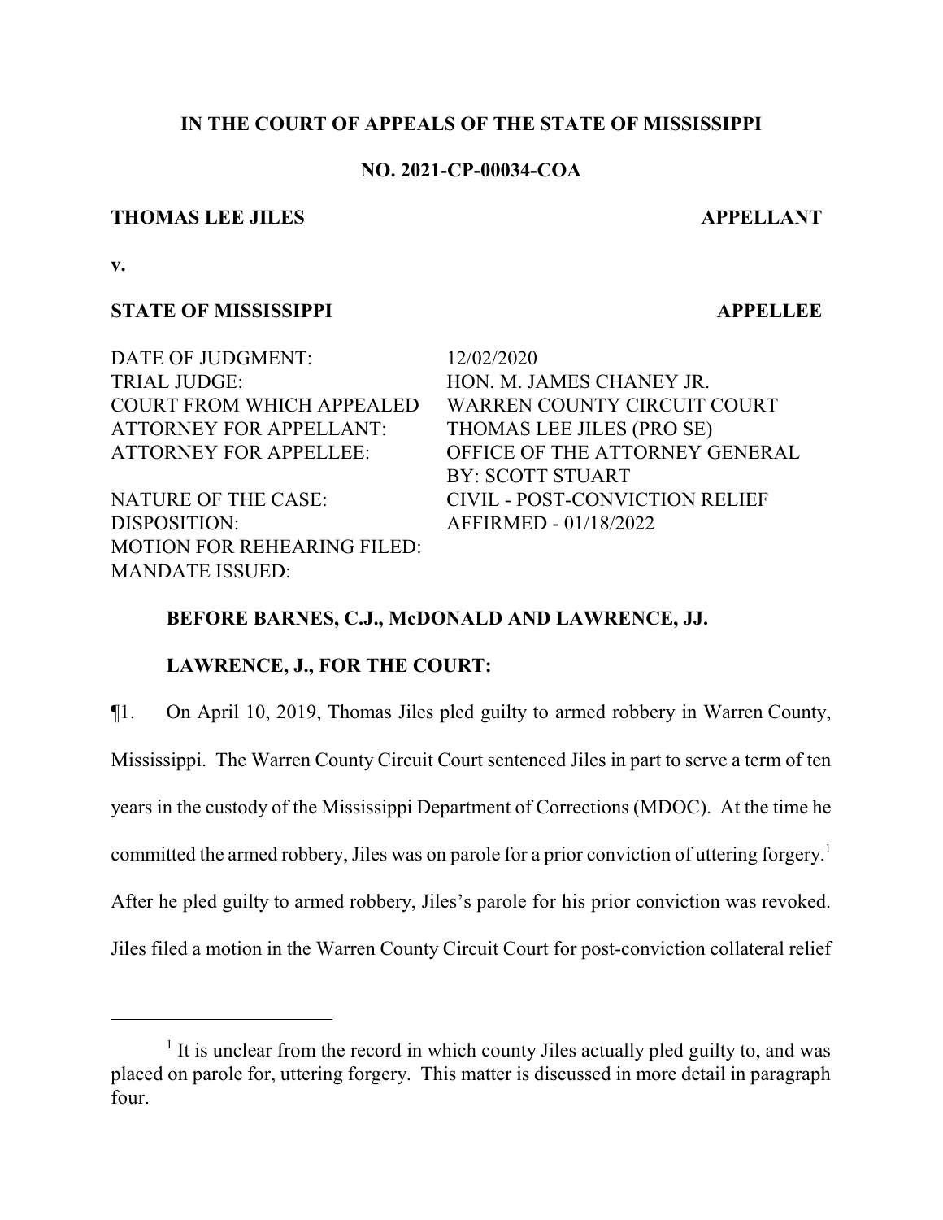**IN THE COURT OF APPEALS OF THE STATE OF MISSISSIPPI**

**NO. 2021-CP-00034-COA**

**THOMAS LEE JILES** **APPELLANT**

**v.**

**STATE OF MISSISSIPPI** **APPELLEE**

| | |
|---|---|
| DATE OF JUDGMENT: | 12/02/2020 |
| TRIAL JUDGE: | HON. M. JAMES CHANEY JR. |
| COURT FROM WHICH APPEALED | WARREN COUNTY CIRCUIT COURT |
| ATTORNEY FOR APPELLANT: | THOMAS LEE JILES (PRO SE) |
| ATTORNEY FOR APPELLEE: | OFFICE OF THE ATTORNEY GENERAL BY: SCOTT STUART |
| NATURE OF THE CASE: | CIVIL - POST-CONVICTION RELIEF |
| DISPOSITION: | AFFIRMED - 01/18/2022 |
| MOTION FOR REHEARING FILED: | |
| MANDATE ISSUED: | |

**BEFORE BARNES, C.J., McDONALD AND LAWRENCE, JJ.**

**LAWRENCE, J., FOR THE COURT:**

¶1. On April 10, 2019, Thomas Jiles pled guilty to armed robbery in Warren County, Mississippi. The Warren County Circuit Court sentenced Jiles in part to serve a term of ten years in the custody of the Mississippi Department of Corrections (MDOC). At the time he committed the armed robbery, Jiles was on parole for a prior conviction of uttering forgery.[1] After he pled guilty to armed robbery, Jiles's parole for his prior conviction was revoked. Jiles filed a motion in the Warren County Circuit Court for post-conviction collateral relief

[1] It is unclear from the record in which county Jiles actually pled guilty to, and was placed on parole for, uttering forgery. This matter is discussed in more detail in paragraph four.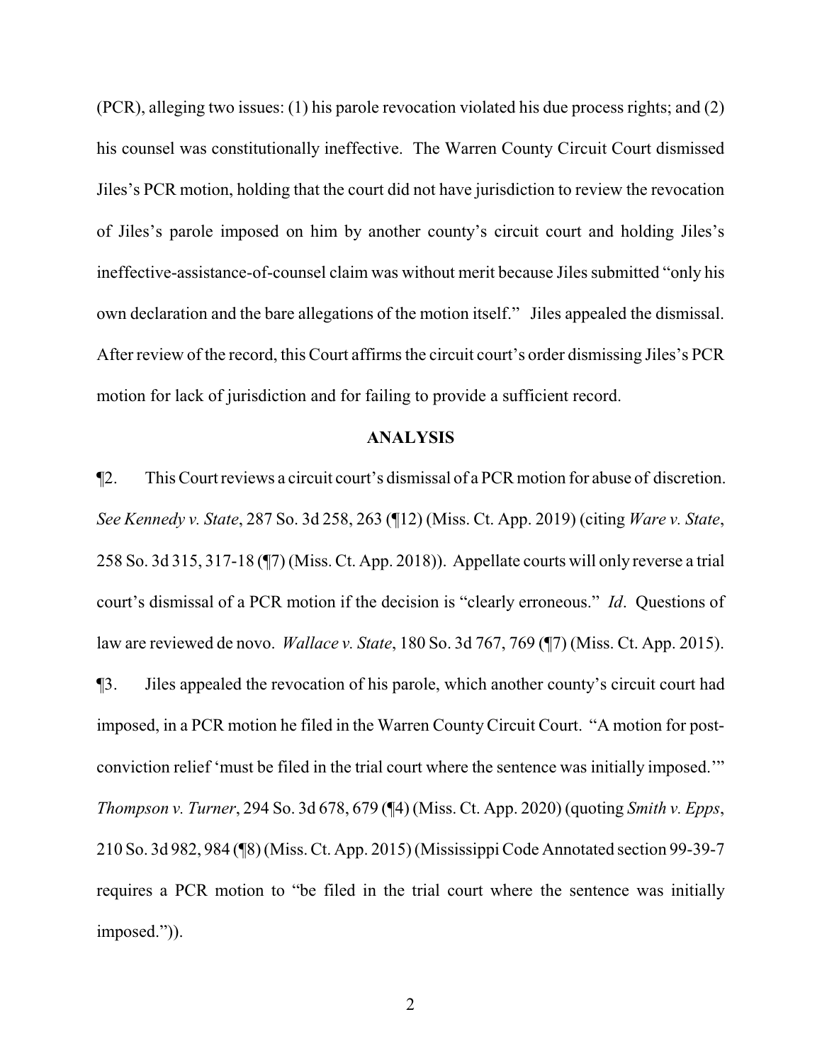(PCR), alleging two issues: (1) his parole revocation violated his due process rights; and (2) his counsel was constitutionally ineffective. The Warren County Circuit Court dismissed Jiles's PCR motion, holding that the court did not have jurisdiction to review the revocation of Jiles's parole imposed on him by another county's circuit court and holding Jiles's ineffective-assistance-of-counsel claim was without merit because Jiles submitted "only his own declaration and the bare allegations of the motion itself." Jiles appealed the dismissal. After review of the record, this Court affirms the circuit court's order dismissing Jiles's PCR motion for lack of jurisdiction and for failing to provide a sufficient record.

## ANALYSIS

¶2. This Court reviews a circuit court's dismissal of a PCR motion for abuse of discretion. *See Kennedy v. State*, 287 So. 3d 258, 263 (¶12) (Miss. Ct. App. 2019) (citing *Ware v. State*, 258 So. 3d 315, 317-18 (¶7) (Miss. Ct. App. 2018)). Appellate courts will only reverse a trial court's dismissal of a PCR motion if the decision is "clearly erroneous." *Id*. Questions of law are reviewed de novo. *Wallace v. State*, 180 So. 3d 767, 769 (¶7) (Miss. Ct. App. 2015).

¶3. Jiles appealed the revocation of his parole, which another county's circuit court had imposed, in a PCR motion he filed in the Warren County Circuit Court. "A motion for post-conviction relief 'must be filed in the trial court where the sentence was initially imposed.'" *Thompson v. Turner*, 294 So. 3d 678, 679 (¶4) (Miss. Ct. App. 2020) (quoting *Smith v. Epps*, 210 So. 3d 982, 984 (¶8) (Miss. Ct. App. 2015) (Mississippi Code Annotated section 99-39-7 requires a PCR motion to "be filed in the trial court where the sentence was initially imposed.")).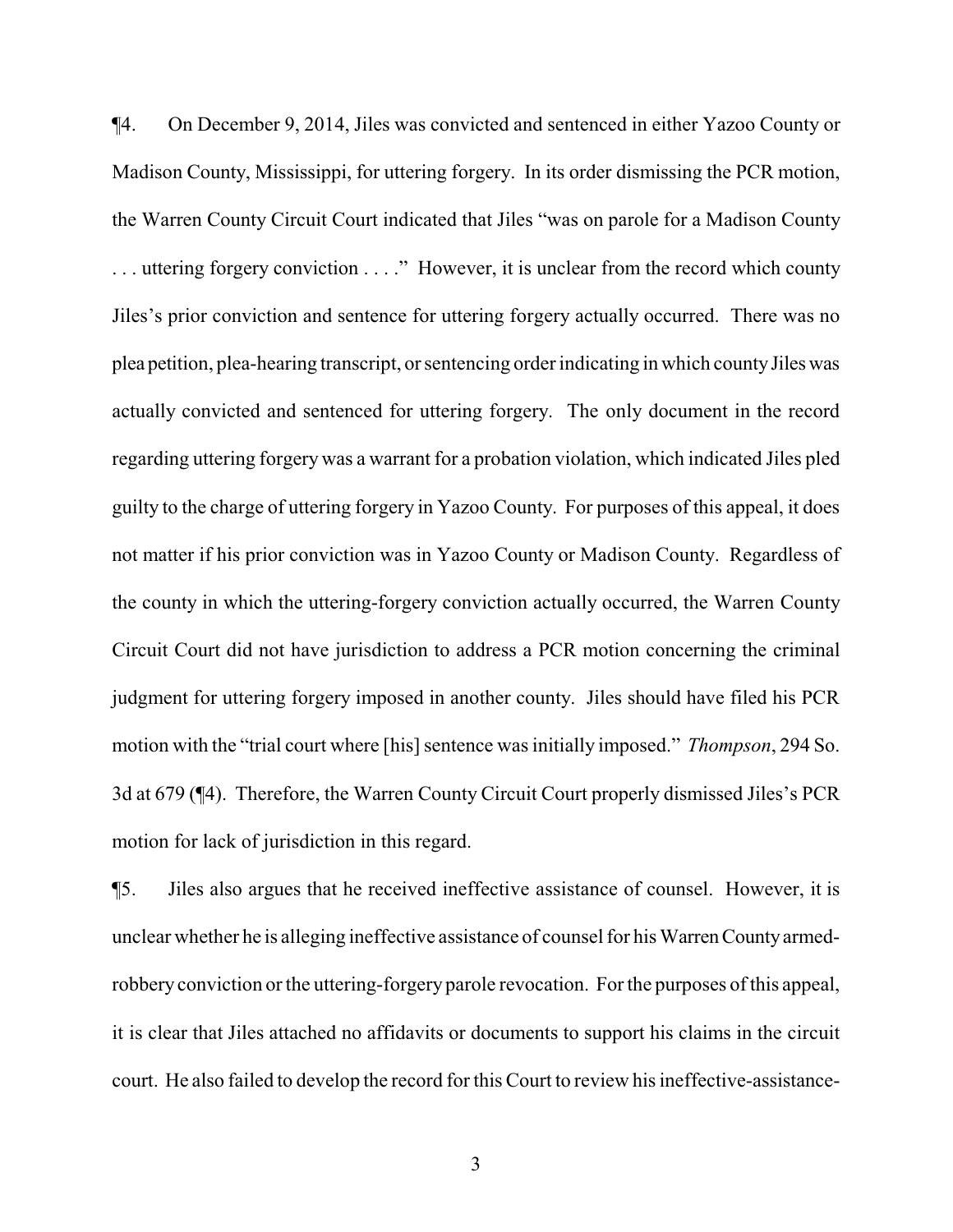¶4. On December 9, 2014, Jiles was convicted and sentenced in either Yazoo County or Madison County, Mississippi, for uttering forgery. In its order dismissing the PCR motion, the Warren County Circuit Court indicated that Jiles "was on parole for a Madison County . . . uttering forgery conviction . . . ." However, it is unclear from the record which county Jiles's prior conviction and sentence for uttering forgery actually occurred. There was no plea petition, plea-hearing transcript, or sentencing order indicating in which county Jiles was actually convicted and sentenced for uttering forgery. The only document in the record regarding uttering forgery was a warrant for a probation violation, which indicated Jiles pled guilty to the charge of uttering forgery in Yazoo County. For purposes of this appeal, it does not matter if his prior conviction was in Yazoo County or Madison County. Regardless of the county in which the uttering-forgery conviction actually occurred, the Warren County Circuit Court did not have jurisdiction to address a PCR motion concerning the criminal judgment for uttering forgery imposed in another county. Jiles should have filed his PCR motion with the "trial court where [his] sentence was initially imposed." *Thompson*, 294 So. 3d at 679 (¶4). Therefore, the Warren County Circuit Court properly dismissed Jiles's PCR motion for lack of jurisdiction in this regard.

¶5. Jiles also argues that he received ineffective assistance of counsel. However, it is unclear whether he is alleging ineffective assistance of counsel for his Warren County armed-robbery conviction or the uttering-forgery parole revocation. For the purposes of this appeal, it is clear that Jiles attached no affidavits or documents to support his claims in the circuit court. He also failed to develop the record for this Court to review his ineffective-assistance-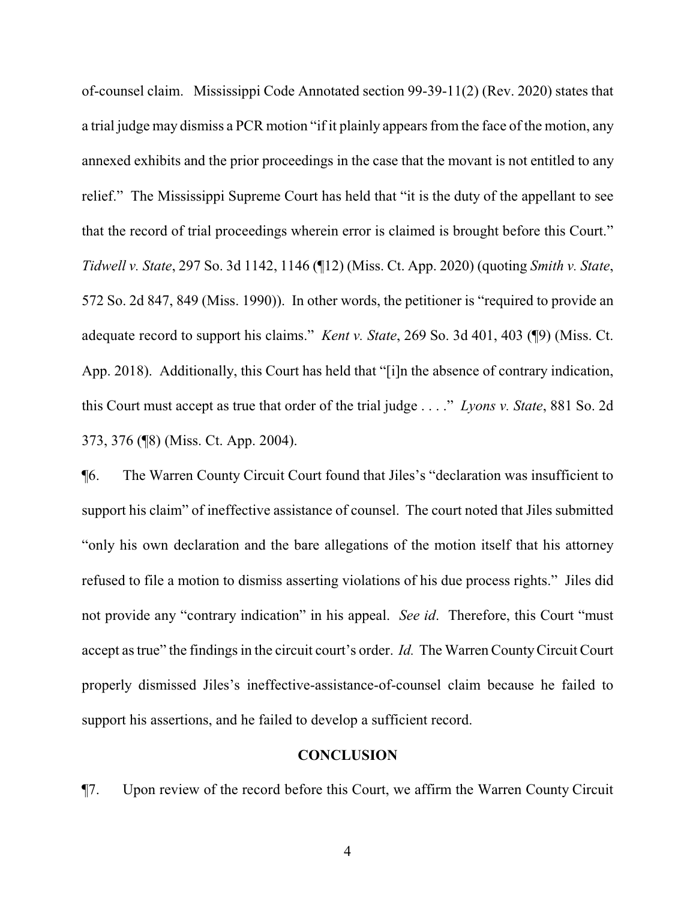of-counsel claim. Mississippi Code Annotated section 99-39-11(2) (Rev. 2020) states that a trial judge may dismiss a PCR motion "if it plainly appears from the face of the motion, any annexed exhibits and the prior proceedings in the case that the movant is not entitled to any relief." The Mississippi Supreme Court has held that "it is the duty of the appellant to see that the record of trial proceedings wherein error is claimed is brought before this Court." *Tidwell v. State*, 297 So. 3d 1142, 1146 (¶12) (Miss. Ct. App. 2020) (quoting *Smith v. State*, 572 So. 2d 847, 849 (Miss. 1990)). In other words, the petitioner is "required to provide an adequate record to support his claims." *Kent v. State*, 269 So. 3d 401, 403 (¶9) (Miss. Ct. App. 2018). Additionally, this Court has held that "[i]n the absence of contrary indication, this Court must accept as true that order of the trial judge . . . ." *Lyons v. State*, 881 So. 2d 373, 376 (¶8) (Miss. Ct. App. 2004).

¶6. The Warren County Circuit Court found that Jiles's "declaration was insufficient to support his claim" of ineffective assistance of counsel. The court noted that Jiles submitted "only his own declaration and the bare allegations of the motion itself that his attorney refused to file a motion to dismiss asserting violations of his due process rights." Jiles did not provide any "contrary indication" in his appeal. *See id*. Therefore, this Court "must accept as true" the findings in the circuit court's order. *Id.* The Warren County Circuit Court properly dismissed Jiles's ineffective-assistance-of-counsel claim because he failed to support his assertions, and he failed to develop a sufficient record.

## CONCLUSION

¶7. Upon review of the record before this Court, we affirm the Warren County Circuit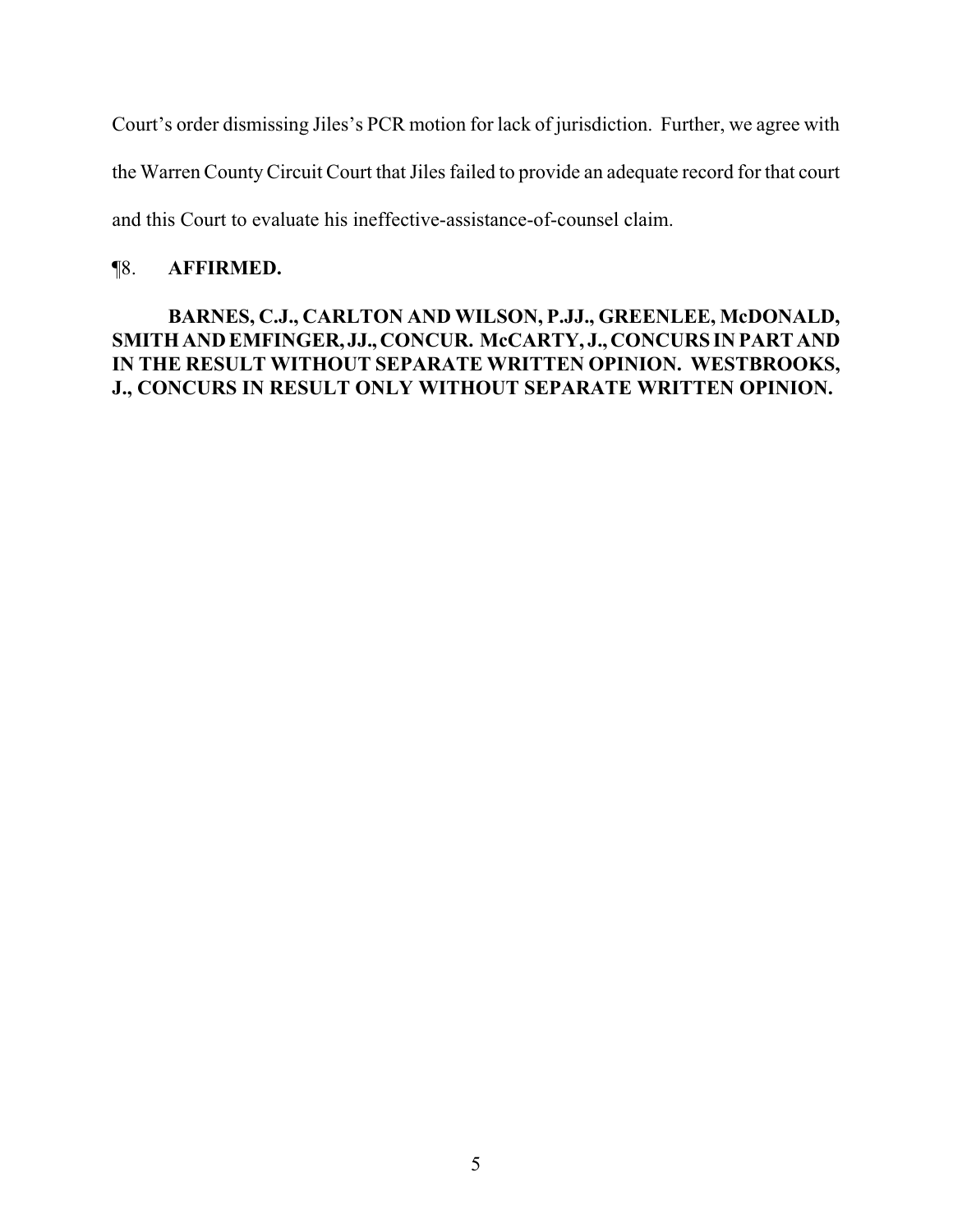Court's order dismissing Jiles's PCR motion for lack of jurisdiction. Further, we agree with the Warren County Circuit Court that Jiles failed to provide an adequate record for that court and this Court to evaluate his ineffective-assistance-of-counsel claim.

¶8. **AFFIRMED.**

**BARNES, C.J., CARLTON AND WILSON, P.JJ., GREENLEE, McDONALD, SMITH AND EMFINGER, JJ., CONCUR. McCARTY, J., CONCURS IN PART AND IN THE RESULT WITHOUT SEPARATE WRITTEN OPINION. WESTBROOKS, J., CONCURS IN RESULT ONLY WITHOUT SEPARATE WRITTEN OPINION.**